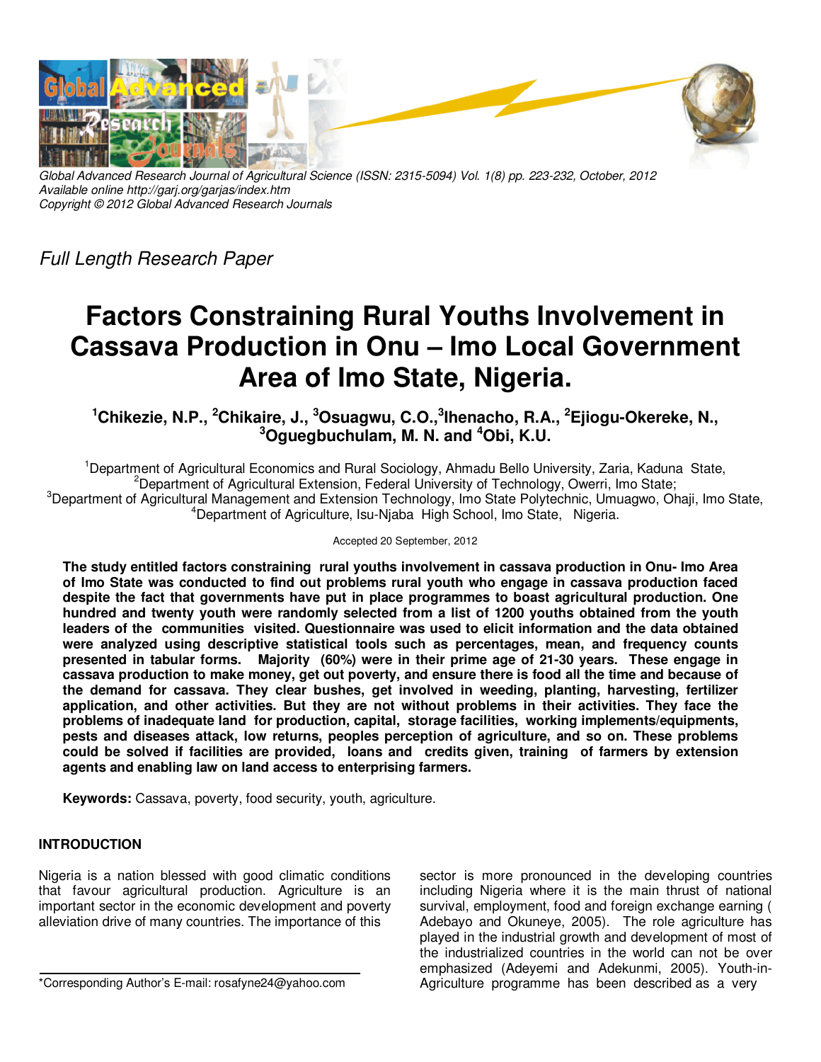Global Advanced Research Journal of Agricultural Science (ISSN: 2315-5094) Vol. 1(8) pp. 223-232, October, 2012
Available online http://garj.org/garjas/index.htm
Copyright © 2012 Global Advanced Research Journals

*Full Length Research Paper*

# Factors Constraining Rural Youths Involvement in Cassava Production in Onu – Imo Local Government Area of Imo State, Nigeria.

**[1]Chikezie, N.P., [2]Chikaire, J., [3]Osuagwu, C.O.,[3]Ihenacho, R.A., [2]Ejiogu-Okereke, N., [3]Oguegbuchulam, M. N. and [4]Obi, K.U.**

[1]Department of Agricultural Economics and Rural Sociology, Ahmadu Bello University, Zaria, Kaduna State,
[2]Department of Agricultural Extension, Federal University of Technology, Owerri, Imo State;
[3]Department of Agricultural Management and Extension Technology, Imo State Polytechnic, Umuagwo, Ohaji, Imo State,
[4]Department of Agriculture, Isu-Njaba High School, Imo State, Nigeria.

Accepted 20 September, 2012

**The study entitled factors constraining rural youths involvement in cassava production in Onu- Imo Area of Imo State was conducted to find out problems rural youth who engage in cassava production faced despite the fact that governments have put in place programmes to boast agricultural production. One hundred and twenty youth were randomly selected from a list of 1200 youths obtained from the youth leaders of the communities visited. Questionnaire was used to elicit information and the data obtained were analyzed using descriptive statistical tools such as percentages, mean, and frequency counts presented in tabular forms. Majority (60%) were in their prime age of 21-30 years. These engage in cassava production to make money, get out poverty, and ensure there is food all the time and because of the demand for cassava. They clear bushes, get involved in weeding, planting, harvesting, fertilizer application, and other activities. But they are not without problems in their activities. They face the problems of inadequate land for production, capital, storage facilities, working implements/equipments, pests and diseases attack, low returns, peoples perception of agriculture, and so on. These problems could be solved if facilities are provided, loans and credits given, training of farmers by extension agents and enabling law on land access to enterprising farmers.**

**Keywords:** Cassava, poverty, food security, youth, agriculture.

## INTRODUCTION

Nigeria is a nation blessed with good climatic conditions that favour agricultural production. Agriculture is an important sector in the economic development and poverty alleviation drive of many countries. The importance of this sector is more pronounced in the developing countries including Nigeria where it is the main thrust of national survival, employment, food and foreign exchange earning ( Adebayo and Okuneye, 2005). The role agriculture has played in the industrial growth and development of most of the industrialized countries in the world can not be over emphasized (Adeyemi and Adekunmi, 2005). Youth-in-Agriculture programme has been described as a very

*Corresponding Author's E-mail: rosafyne24@yahoo.com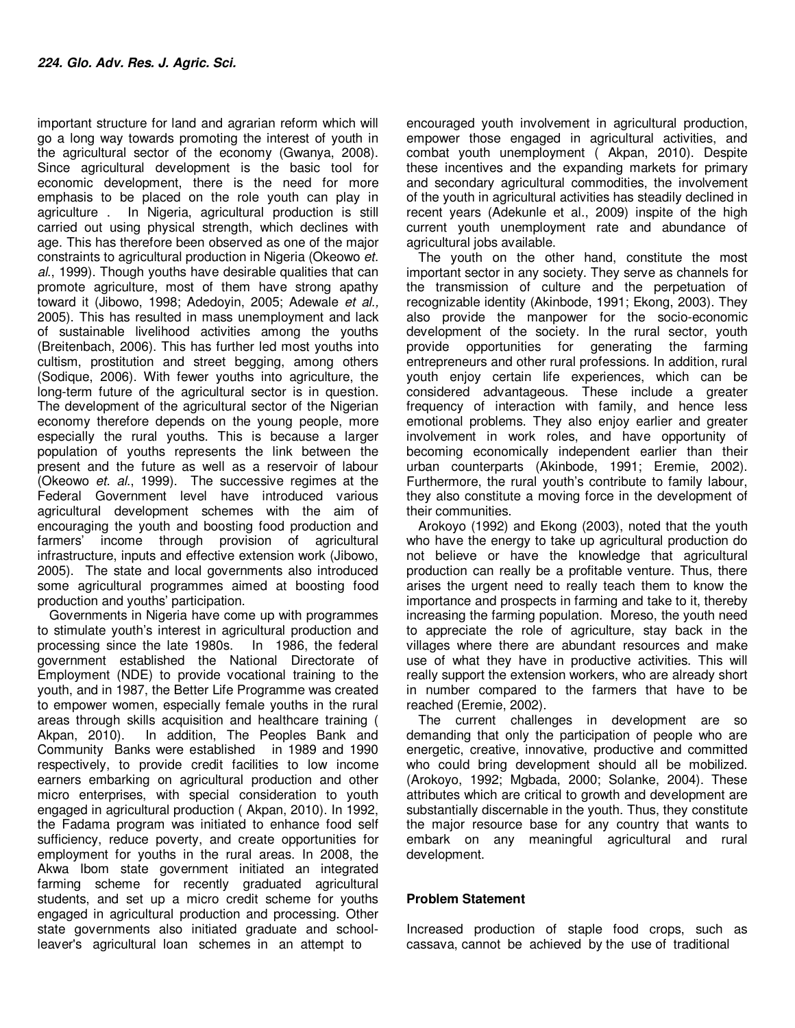important structure for land and agrarian reform which will go a long way towards promoting the interest of youth in the agricultural sector of the economy (Gwanya, 2008). Since agricultural development is the basic tool for economic development, there is the need for more emphasis to be placed on the role youth can play in agriculture . In Nigeria, agricultural production is still carried out using physical strength, which declines with age. This has therefore been observed as one of the major constraints to agricultural production in Nigeria (Okeowo *et. al*., 1999). Though youths have desirable qualities that can promote agriculture, most of them have strong apathy toward it (Jibowo, 1998; Adedoyin, 2005; Adewale *et al.,* 2005). This has resulted in mass unemployment and lack of sustainable livelihood activities among the youths (Breitenbach, 2006). This has further led most youths into cultism, prostitution and street begging, among others (Sodique, 2006). With fewer youths into agriculture, the long-term future of the agricultural sector is in question. The development of the agricultural sector of the Nigerian economy therefore depends on the young people, more especially the rural youths. This is because a larger population of youths represents the link between the present and the future as well as a reservoir of labour (Okeowo *et. al*., 1999). The successive regimes at the Federal Government level have introduced various agricultural development schemes with the aim of encouraging the youth and boosting food production and farmers' income through provision of agricultural infrastructure, inputs and effective extension work (Jibowo, 2005). The state and local governments also introduced some agricultural programmes aimed at boosting food production and youths' participation.

Governments in Nigeria have come up with programmes to stimulate youth's interest in agricultural production and processing since the late 1980s. In 1986, the federal government established the National Directorate of Employment (NDE) to provide vocational training to the youth, and in 1987, the Better Life Programme was created to empower women, especially female youths in the rural areas through skills acquisition and healthcare training ( Akpan, 2010). In addition, The Peoples Bank and Community Banks were established in 1989 and 1990 respectively, to provide credit facilities to low income earners embarking on agricultural production and other micro enterprises, with special consideration to youth engaged in agricultural production ( Akpan, 2010). In 1992, the Fadama program was initiated to enhance food self sufficiency, reduce poverty, and create opportunities for employment for youths in the rural areas. In 2008, the Akwa Ibom state government initiated an integrated farming scheme for recently graduated agricultural students, and set up a micro credit scheme for youths engaged in agricultural production and processing. Other state governments also initiated graduate and school-leaver's agricultural loan schemes in an attempt to encouraged youth involvement in agricultural production, empower those engaged in agricultural activities, and combat youth unemployment ( Akpan, 2010). Despite these incentives and the expanding markets for primary and secondary agricultural commodities, the involvement of the youth in agricultural activities has steadily declined in recent years (Adekunle et al., 2009) inspite of the high current youth unemployment rate and abundance of agricultural jobs available.

The youth on the other hand, constitute the most important sector in any society. They serve as channels for the transmission of culture and the perpetuation of recognizable identity (Akinbode, 1991; Ekong, 2003). They also provide the manpower for the socio-economic development of the society. In the rural sector, youth provide opportunities for generating the farming entrepreneurs and other rural professions. In addition, rural youth enjoy certain life experiences, which can be considered advantageous. These include a greater frequency of interaction with family, and hence less emotional problems. They also enjoy earlier and greater involvement in work roles, and have opportunity of becoming economically independent earlier than their urban counterparts (Akinbode, 1991; Eremie, 2002). Furthermore, the rural youth's contribute to family labour, they also constitute a moving force in the development of their communities.

Arokoyo (1992) and Ekong (2003), noted that the youth who have the energy to take up agricultural production do not believe or have the knowledge that agricultural production can really be a profitable venture. Thus, there arises the urgent need to really teach them to know the importance and prospects in farming and take to it, thereby increasing the farming population. Moreso, the youth need to appreciate the role of agriculture, stay back in the villages where there are abundant resources and make use of what they have in productive activities. This will really support the extension workers, who are already short in number compared to the farmers that have to be reached (Eremie, 2002).

The current challenges in development are so demanding that only the participation of people who are energetic, creative, innovative, productive and committed who could bring development should all be mobilized. (Arokoyo, 1992; Mgbada, 2000; Solanke, 2004). These attributes which are critical to growth and development are substantially discernable in the youth. Thus, they constitute the major resource base for any country that wants to embark on any meaningful agricultural and rural development.

## Problem Statement

Increased production of staple food crops, such as cassava, cannot be achieved by the use of traditional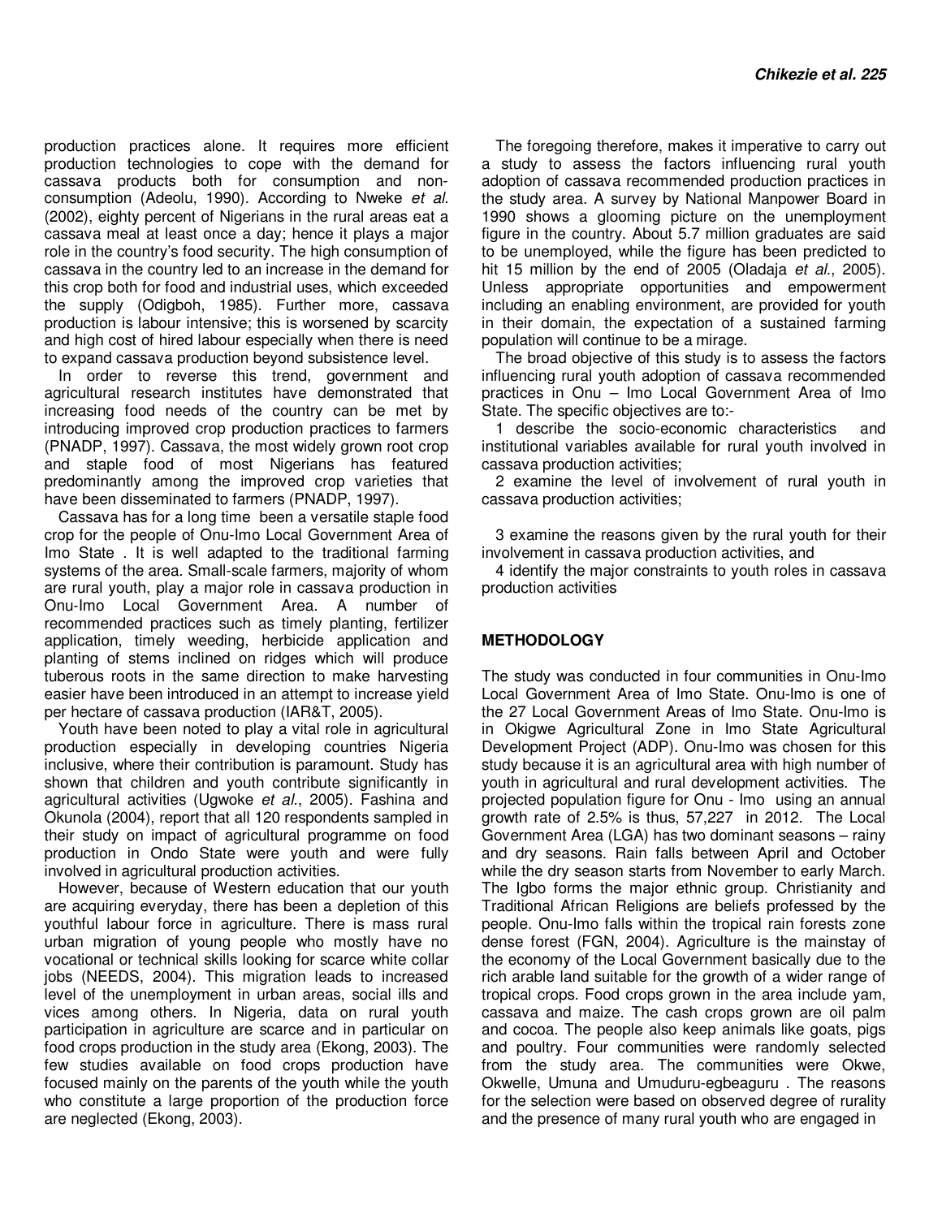production practices alone. It requires more efficient production technologies to cope with the demand for cassava products both for consumption and non-consumption (Adeolu, 1990). According to Nweke *et al*. (2002), eighty percent of Nigerians in the rural areas eat a cassava meal at least once a day; hence it plays a major role in the country's food security. The high consumption of cassava in the country led to an increase in the demand for this crop both for food and industrial uses, which exceeded the supply (Odigboh, 1985). Further more, cassava production is labour intensive; this is worsened by scarcity and high cost of hired labour especially when there is need to expand cassava production beyond subsistence level.

In order to reverse this trend, government and agricultural research institutes have demonstrated that increasing food needs of the country can be met by introducing improved crop production practices to farmers (PNADP, 1997). Cassava, the most widely grown root crop and staple food of most Nigerians has featured predominantly among the improved crop varieties that have been disseminated to farmers (PNADP, 1997).

Cassava has for a long time been a versatile staple food crop for the people of Onu-Imo Local Government Area of Imo State . It is well adapted to the traditional farming systems of the area. Small-scale farmers, majority of whom are rural youth, play a major role in cassava production in Onu-Imo Local Government Area. A number of recommended practices such as timely planting, fertilizer application, timely weeding, herbicide application and planting of stems inclined on ridges which will produce tuberous roots in the same direction to make harvesting easier have been introduced in an attempt to increase yield per hectare of cassava production (IAR&T, 2005).

Youth have been noted to play a vital role in agricultural production especially in developing countries Nigeria inclusive, where their contribution is paramount. Study has shown that children and youth contribute significantly in agricultural activities (Ugwoke *et al*., 2005). Fashina and Okunola (2004), report that all 120 respondents sampled in their study on impact of agricultural programme on food production in Ondo State were youth and were fully involved in agricultural production activities.

However, because of Western education that our youth are acquiring everyday, there has been a depletion of this youthful labour force in agriculture. There is mass rural urban migration of young people who mostly have no vocational or technical skills looking for scarce white collar jobs (NEEDS, 2004). This migration leads to increased level of the unemployment in urban areas, social ills and vices among others. In Nigeria, data on rural youth participation in agriculture are scarce and in particular on food crops production in the study area (Ekong, 2003). The few studies available on food crops production have focused mainly on the parents of the youth while the youth who constitute a large proportion of the production force are neglected (Ekong, 2003).

The foregoing therefore, makes it imperative to carry out a study to assess the factors influencing rural youth adoption of cassava recommended production practices in the study area. A survey by National Manpower Board in 1990 shows a glooming picture on the unemployment figure in the country. About 5.7 million graduates are said to be unemployed, while the figure has been predicted to hit 15 million by the end of 2005 (Oladaja *et al*., 2005). Unless appropriate opportunities and empowerment including an enabling environment, are provided for youth in their domain, the expectation of a sustained farming population will continue to be a mirage.

The broad objective of this study is to assess the factors influencing rural youth adoption of cassava recommended practices in Onu – Imo Local Government Area of Imo State. The specific objectives are to:-

1 describe the socio-economic characteristics and institutional variables available for rural youth involved in cassava production activities;

2 examine the level of involvement of rural youth in cassava production activities;

3 examine the reasons given by the rural youth for their involvement in cassava production activities, and

4 identify the major constraints to youth roles in cassava production activities

## METHODOLOGY

The study was conducted in four communities in Onu-Imo Local Government Area of Imo State. Onu-Imo is one of the 27 Local Government Areas of Imo State. Onu-Imo is in Okigwe Agricultural Zone in Imo State Agricultural Development Project (ADP). Onu-Imo was chosen for this study because it is an agricultural area with high number of youth in agricultural and rural development activities. The projected population figure for Onu - Imo using an annual growth rate of 2.5% is thus, 57,227 in 2012. The Local Government Area (LGA) has two dominant seasons – rainy and dry seasons. Rain falls between April and October while the dry season starts from November to early March. The Igbo forms the major ethnic group. Christianity and Traditional African Religions are beliefs professed by the people. Onu-Imo falls within the tropical rain forests zone dense forest (FGN, 2004). Agriculture is the mainstay of the economy of the Local Government basically due to the rich arable land suitable for the growth of a wider range of tropical crops. Food crops grown in the area include yam, cassava and maize. The cash crops grown are oil palm and cocoa. The people also keep animals like goats, pigs and poultry. Four communities were randomly selected from the study area. The communities were Okwe, Okwelle, Umuna and Umuduru-egbeaguru . The reasons for the selection were based on observed degree of rurality and the presence of many rural youth who are engaged in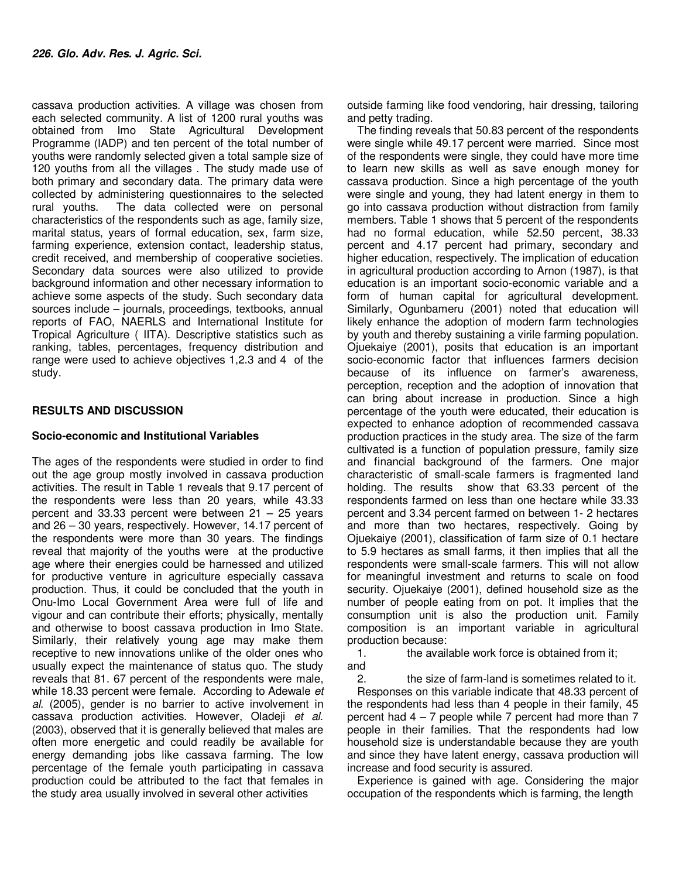cassava production activities. A village was chosen from each selected community. A list of 1200 rural youths was obtained from Imo State Agricultural Development Programme (IADP) and ten percent of the total number of youths were randomly selected given a total sample size of 120 youths from all the villages . The study made use of both primary and secondary data. The primary data were collected by administering questionnaires to the selected rural youths. The data collected were on personal characteristics of the respondents such as age, family size, marital status, years of formal education, sex, farm size, farming experience, extension contact, leadership status, credit received, and membership of cooperative societies. Secondary data sources were also utilized to provide background information and other necessary information to achieve some aspects of the study. Such secondary data sources include – journals, proceedings, textbooks, annual reports of FAO, NAERLS and International Institute for Tropical Agriculture ( IITA). Descriptive statistics such as ranking, tables, percentages, frequency distribution and range were used to achieve objectives 1,2.3 and 4 of the study.

## RESULTS AND DISCUSSION

### Socio-economic and Institutional Variables

The ages of the respondents were studied in order to find out the age group mostly involved in cassava production activities. The result in Table 1 reveals that 9.17 percent of the respondents were less than 20 years, while 43.33 percent and 33.33 percent were between 21 – 25 years and 26 – 30 years, respectively. However, 14.17 percent of the respondents were more than 30 years. The findings reveal that majority of the youths were at the productive age where their energies could be harnessed and utilized for productive venture in agriculture especially cassava production. Thus, it could be concluded that the youth in Onu-Imo Local Government Area were full of life and vigour and can contribute their efforts; physically, mentally and otherwise to boost cassava production in Imo State. Similarly, their relatively young age may make them receptive to new innovations unlike of the older ones who usually expect the maintenance of status quo. The study reveals that 81. 67 percent of the respondents were male, while 18.33 percent were female. According to Adewale *et al.* (2005), gender is no barrier to active involvement in cassava production activities. However, Oladeji *et al.* (2003), observed that it is generally believed that males are often more energetic and could readily be available for energy demanding jobs like cassava farming. The low percentage of the female youth participating in cassava production could be attributed to the fact that females in the study area usually involved in several other activities outside farming like food vendoring, hair dressing, tailoring and petty trading.

The finding reveals that 50.83 percent of the respondents were single while 49.17 percent were married. Since most of the respondents were single, they could have more time to learn new skills as well as save enough money for cassava production. Since a high percentage of the youth were single and young, they had latent energy in them to go into cassava production without distraction from family members. Table 1 shows that 5 percent of the respondents had no formal education, while 52.50 percent, 38.33 percent and 4.17 percent had primary, secondary and higher education, respectively. The implication of education in agricultural production according to Arnon (1987), is that education is an important socio-economic variable and a form of human capital for agricultural development. Similarly, Ogunbameru (2001) noted that education will likely enhance the adoption of modern farm technologies by youth and thereby sustaining a virile farming population. Ojuekaiye (2001), posits that education is an important socio-economic factor that influences farmers decision because of its influence on farmer's awareness, perception, reception and the adoption of innovation that can bring about increase in production. Since a high percentage of the youth were educated, their education is expected to enhance adoption of recommended cassava production practices in the study area. The size of the farm cultivated is a function of population pressure, family size and financial background of the farmers. One major characteristic of small-scale farmers is fragmented land holding. The results show that 63.33 percent of the respondents farmed on less than one hectare while 33.33 percent and 3.34 percent farmed on between 1- 2 hectares and more than two hectares, respectively. Going by Ojuekaiye (2001), classification of farm size of 0.1 hectare to 5.9 hectares as small farms, it then implies that all the respondents were small-scale farmers. This will not allow for meaningful investment and returns to scale on food security. Ojuekaiye (2001), defined household size as the number of people eating from on pot. It implies that the consumption unit is also the production unit. Family composition is an important variable in agricultural production because:

1. the available work force is obtained from it; and
2. the size of farm-land is sometimes related to it.

Responses on this variable indicate that 48.33 percent of the respondents had less than 4 people in their family, 45 percent had 4 – 7 people while 7 percent had more than 7 people in their families. That the respondents had low household size is understandable because they are youth and since they have latent energy, cassava production will increase and food security is assured.

Experience is gained with age. Considering the major occupation of the respondents which is farming, the length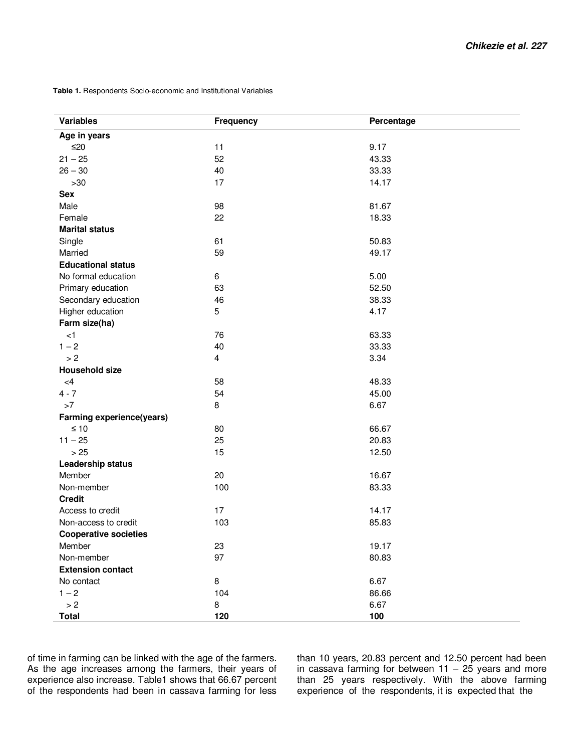**Table 1.** Respondents Socio-economic and Institutional Variables

| Variables | Frequency | Percentage |
|---|---|---|
| **Age in years** | | |
| ≤20 | 11 | 9.17 |
| 21 – 25 | 52 | 43.33 |
| 26 – 30 | 40 | 33.33 |
| >30 | 17 | 14.17 |
| **Sex** | | |
| Male | 98 | 81.67 |
| Female | 22 | 18.33 |
| **Marital status** | | |
| Single | 61 | 50.83 |
| Married | 59 | 49.17 |
| **Educational status** | | |
| No formal education | 6 | 5.00 |
| Primary education | 63 | 52.50 |
| Secondary education | 46 | 38.33 |
| Higher education | 5 | 4.17 |
| **Farm size(ha)** | | |
| <1 | 76 | 63.33 |
| 1 – 2 | 40 | 33.33 |
| > 2 | 4 | 3.34 |
| **Household size** | | |
| <4 | 58 | 48.33 |
| 4 - 7 | 54 | 45.00 |
| >7 | 8 | 6.67 |
| **Farming experience(years)** | | |
| ≤ 10 | 80 | 66.67 |
| 11 – 25 | 25 | 20.83 |
| > 25 | 15 | 12.50 |
| **Leadership status** | | |
| Member | 20 | 16.67 |
| Non-member | 100 | 83.33 |
| **Credit** | | |
| Access to credit | 17 | 14.17 |
| Non-access to credit | 103 | 85.83 |
| **Cooperative societies** | | |
| Member | 23 | 19.17 |
| Non-member | 97 | 80.83 |
| **Extension contact** | | |
| No contact | 8 | 6.67 |
| 1 – 2 | 104 | 86.66 |
| > 2 | 8 | 6.67 |
| **Total** | **120** | **100** |

of time in farming can be linked with the age of the farmers. As the age increases among the farmers, their years of experience also increase. Table1 shows that 66.67 percent of the respondents had been in cassava farming for less than 10 years, 20.83 percent and 12.50 percent had been in cassava farming for between 11 – 25 years and more than 25 years respectively. With the above farming experience of the respondents, it is expected that the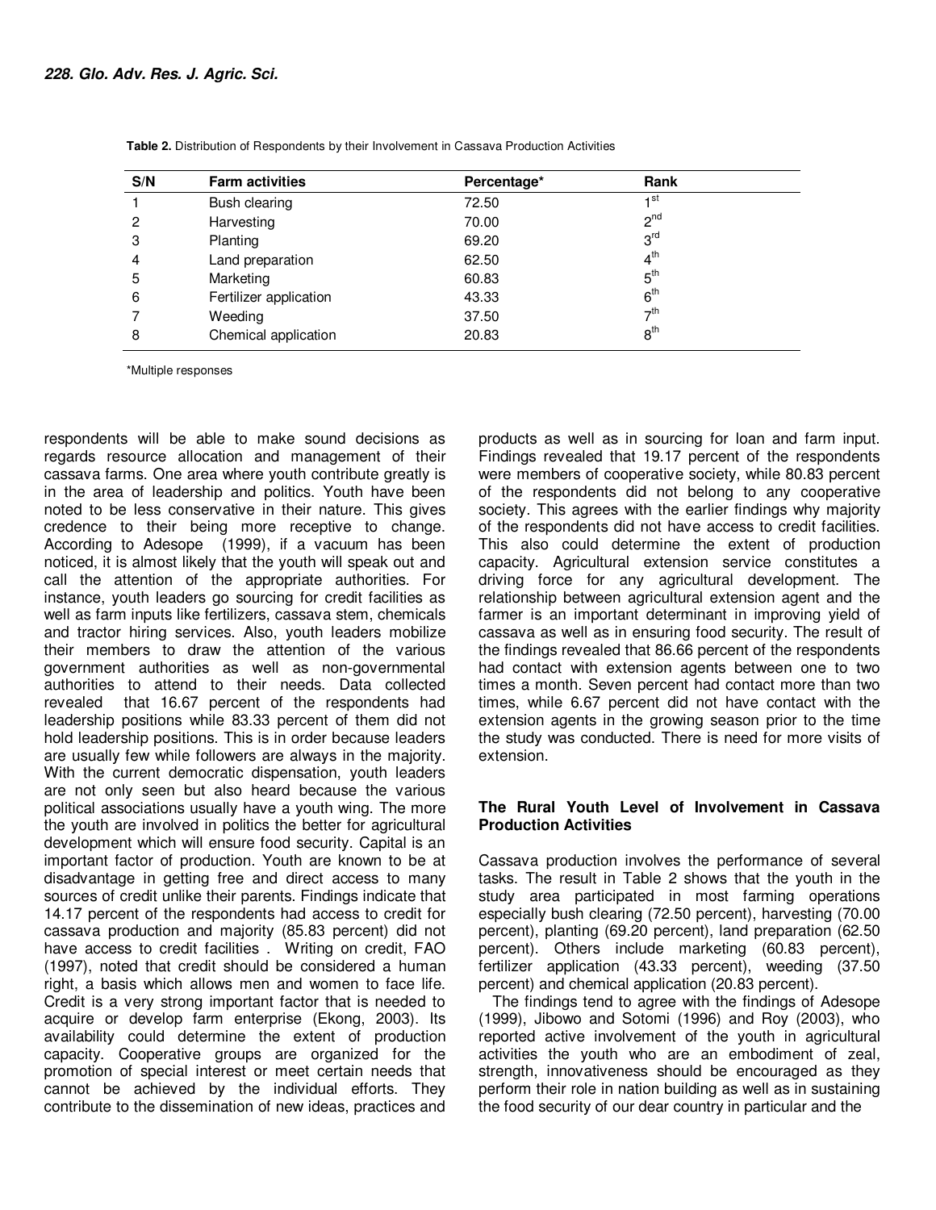**Table 2.** Distribution of Respondents by their Involvement in Cassava Production Activities

| S/N | Farm activities | Percentage* | Rank |
|---|---|---|---|
| 1 | Bush clearing | 72.50 | 1st |
| 2 | Harvesting | 70.00 | 2nd |
| 3 | Planting | 69.20 | 3rd |
| 4 | Land preparation | 62.50 | 4th |
| 5 | Marketing | 60.83 | 5th |
| 6 | Fertilizer application | 43.33 | 6th |
| 7 | Weeding | 37.50 | 7th |
| 8 | Chemical application | 20.83 | 8th |

*Multiple responses

respondents will be able to make sound decisions as regards resource allocation and management of their cassava farms. One area where youth contribute greatly is in the area of leadership and politics. Youth have been noted to be less conservative in their nature. This gives credence to their being more receptive to change. According to Adesope (1999), if a vacuum has been noticed, it is almost likely that the youth will speak out and call the attention of the appropriate authorities. For instance, youth leaders go sourcing for credit facilities as well as farm inputs like fertilizers, cassava stem, chemicals and tractor hiring services. Also, youth leaders mobilize their members to draw the attention of the various government authorities as well as non-governmental authorities to attend to their needs. Data collected revealed that 16.67 percent of the respondents had leadership positions while 83.33 percent of them did not hold leadership positions. This is in order because leaders are usually few while followers are always in the majority. With the current democratic dispensation, youth leaders are not only seen but also heard because the various political associations usually have a youth wing. The more the youth are involved in politics the better for agricultural development which will ensure food security. Capital is an important factor of production. Youth are known to be at disadvantage in getting free and direct access to many sources of credit unlike their parents. Findings indicate that 14.17 percent of the respondents had access to credit for cassava production and majority (85.83 percent) did not have access to credit facilities . Writing on credit, FAO (1997), noted that credit should be considered a human right, a basis which allows men and women to face life. Credit is a very strong important factor that is needed to acquire or develop farm enterprise (Ekong, 2003). Its availability could determine the extent of production capacity. Cooperative groups are organized for the promotion of special interest or meet certain needs that cannot be achieved by the individual efforts. They contribute to the dissemination of new ideas, practices and products as well as in sourcing for loan and farm input. Findings revealed that 19.17 percent of the respondents were members of cooperative society, while 80.83 percent of the respondents did not belong to any cooperative society. This agrees with the earlier findings why majority of the respondents did not have access to credit facilities. This also could determine the extent of production capacity. Agricultural extension service constitutes a driving force for any agricultural development. The relationship between agricultural extension agent and the farmer is an important determinant in improving yield of cassava as well as in ensuring food security. The result of the findings revealed that 86.66 percent of the respondents had contact with extension agents between one to two times a month. Seven percent had contact more than two times, while 6.67 percent did not have contact with the extension agents in the growing season prior to the time the study was conducted. There is need for more visits of extension.

## The Rural Youth Level of Involvement in Cassava Production Activities

Cassava production involves the performance of several tasks. The result in Table 2 shows that the youth in the study area participated in most farming operations especially bush clearing (72.50 percent), harvesting (70.00 percent), planting (69.20 percent), land preparation (62.50 percent). Others include marketing (60.83 percent), fertilizer application (43.33 percent), weeding (37.50 percent) and chemical application (20.83 percent).

The findings tend to agree with the findings of Adesope (1999), Jibowo and Sotomi (1996) and Roy (2003), who reported active involvement of the youth in agricultural activities the youth who are an embodiment of zeal, strength, innovativeness should be encouraged as they perform their role in nation building as well as in sustaining the food security of our dear country in particular and the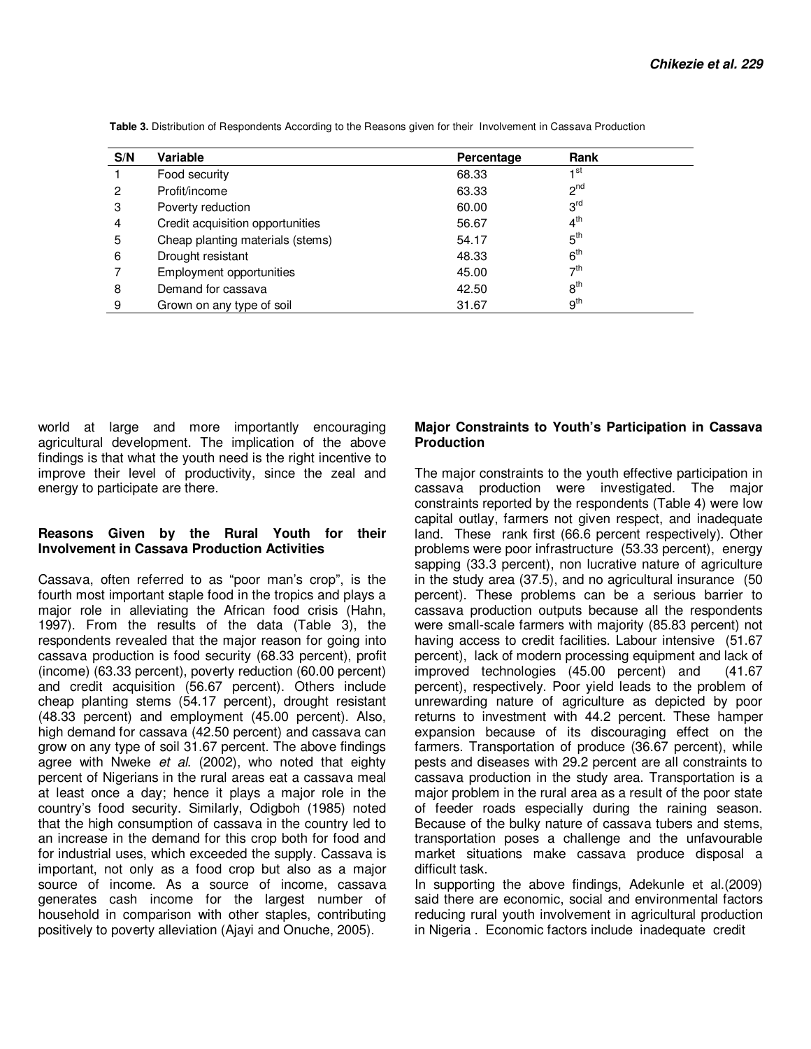**Table 3.** Distribution of Respondents According to the Reasons given for their Involvement in Cassava Production

| S/N | Variable | Percentage | Rank |
|---|---|---|---|
| 1 | Food security | 68.33 | 1st |
| 2 | Profit/income | 63.33 | 2nd |
| 3 | Poverty reduction | 60.00 | 3rd |
| 4 | Credit acquisition opportunities | 56.67 | 4th |
| 5 | Cheap planting materials (stems) | 54.17 | 5th |
| 6 | Drought resistant | 48.33 | 6th |
| 7 | Employment opportunities | 45.00 | 7th |
| 8 | Demand for cassava | 42.50 | 8th |
| 9 | Grown on any type of soil | 31.67 | 9th |

world at large and more importantly encouraging agricultural development. The implication of the above findings is that what the youth need is the right incentive to improve their level of productivity, since the zeal and energy to participate are there.

### Reasons Given by the Rural Youth for their Involvement in Cassava Production Activities

Cassava, often referred to as "poor man's crop", is the fourth most important staple food in the tropics and plays a major role in alleviating the African food crisis (Hahn, 1997). From the results of the data (Table 3), the respondents revealed that the major reason for going into cassava production is food security (68.33 percent), profit (income) (63.33 percent), poverty reduction (60.00 percent) and credit acquisition (56.67 percent). Others include cheap planting stems (54.17 percent), drought resistant (48.33 percent) and employment (45.00 percent). Also, high demand for cassava (42.50 percent) and cassava can grow on any type of soil 31.67 percent. The above findings agree with Nweke *et al.* (2002), who noted that eighty percent of Nigerians in the rural areas eat a cassava meal at least once a day; hence it plays a major role in the country's food security. Similarly, Odigboh (1985) noted that the high consumption of cassava in the country led to an increase in the demand for this crop both for food and for industrial uses, which exceeded the supply. Cassava is important, not only as a food crop but also as a major source of income. As a source of income, cassava generates cash income for the largest number of household in comparison with other staples, contributing positively to poverty alleviation (Ajayi and Onuche, 2005).

### Major Constraints to Youth's Participation in Cassava Production

The major constraints to the youth effective participation in cassava production were investigated. The major constraints reported by the respondents (Table 4) were low capital outlay, farmers not given respect, and inadequate land. These rank first (66.6 percent respectively). Other problems were poor infrastructure (53.33 percent), energy sapping (33.3 percent), non lucrative nature of agriculture in the study area (37.5), and no agricultural insurance (50 percent). These problems can be a serious barrier to cassava production outputs because all the respondents were small-scale farmers with majority (85.83 percent) not having access to credit facilities. Labour intensive (51.67 percent), lack of modern processing equipment and lack of improved technologies (45.00 percent) and (41.67 percent), respectively. Poor yield leads to the problem of unrewarding nature of agriculture as depicted by poor returns to investment with 44.2 percent. These hamper expansion because of its discouraging effect on the farmers. Transportation of produce (36.67 percent), while pests and diseases with 29.2 percent are all constraints to cassava production in the study area. Transportation is a major problem in the rural area as a result of the poor state of feeder roads especially during the raining season. Because of the bulky nature of cassava tubers and stems, transportation poses a challenge and the unfavourable market situations make cassava produce disposal a difficult task.

In supporting the above findings, Adekunle et al.(2009) said there are economic, social and environmental factors reducing rural youth involvement in agricultural production in Nigeria . Economic factors include inadequate credit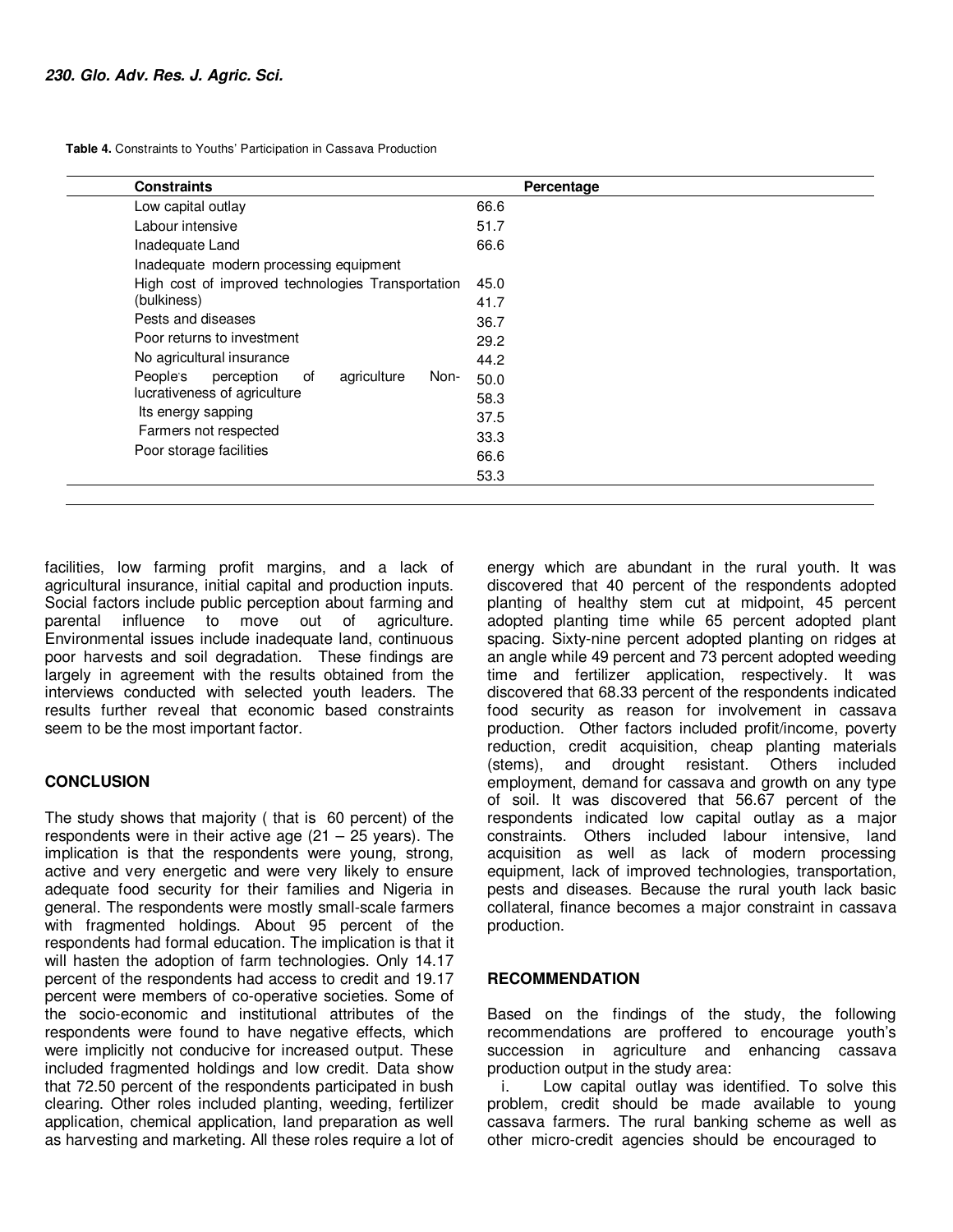**Table 4.** Constraints to Youths' Participation in Cassava Production

| Constraints | Percentage |
|---|---|
| Low capital outlay | 66.6 |
| Labour intensive | 51.7 |
| Inadequate Land | 66.6 |
| Inadequate modern processing equipment | 45.0 |
| High cost of improved technologies | 41.7 |
| Transportation (bulkiness) | 36.7 |
| Pests and diseases | 29.2 |
| Poor returns to investment | 44.2 |
| No agricultural insurance | 50.0 |
| People's perception of agriculture | 58.3 |
| Non-lucrativeness of agriculture | 37.5 |
| Its energy sapping | 33.3 |
| Farmers not respected | 66.6 |
| Poor storage facilities | 53.3 |

facilities, low farming profit margins, and a lack of agricultural insurance, initial capital and production inputs. Social factors include public perception about farming and parental influence to move out of agriculture. Environmental issues include inadequate land, continuous poor harvests and soil degradation. These findings are largely in agreement with the results obtained from the interviews conducted with selected youth leaders. The results further reveal that economic based constraints seem to be the most important factor.

## CONCLUSION

The study shows that majority ( that is 60 percent) of the respondents were in their active age (21 – 25 years). The implication is that the respondents were young, strong, active and very energetic and were very likely to ensure adequate food security for their families and Nigeria in general. The respondents were mostly small-scale farmers with fragmented holdings. About 95 percent of the respondents had formal education. The implication is that it will hasten the adoption of farm technologies. Only 14.17 percent of the respondents had access to credit and 19.17 percent were members of co-operative societies. Some of the socio-economic and institutional attributes of the respondents were found to have negative effects, which were implicitly not conducive for increased output. These included fragmented holdings and low credit. Data show that 72.50 percent of the respondents participated in bush clearing. Other roles included planting, weeding, fertilizer application, chemical application, land preparation as well as harvesting and marketing. All these roles require a lot of energy which are abundant in the rural youth. It was discovered that 40 percent of the respondents adopted planting of healthy stem cut at midpoint, 45 percent adopted planting time while 65 percent adopted plant spacing. Sixty-nine percent adopted planting on ridges at an angle while 49 percent and 73 percent adopted weeding time and fertilizer application, respectively. It was discovered that 68.33 percent of the respondents indicated food security as reason for involvement in cassava production. Other factors included profit/income, poverty reduction, credit acquisition, cheap planting materials (stems), and drought resistant. Others included employment, demand for cassava and growth on any type of soil. It was discovered that 56.67 percent of the respondents indicated low capital outlay as a major constraints. Others included labour intensive, land acquisition as well as lack of modern processing equipment, lack of improved technologies, transportation, pests and diseases. Because the rural youth lack basic collateral, finance becomes a major constraint in cassava production.

## RECOMMENDATION

Based on the findings of the study, the following recommendations are proffered to encourage youth's succession in agriculture and enhancing cassava production output in the study area:

i. Low capital outlay was identified. To solve this problem, credit should be made available to young cassava farmers. The rural banking scheme as well as other micro-credit agencies should be encouraged to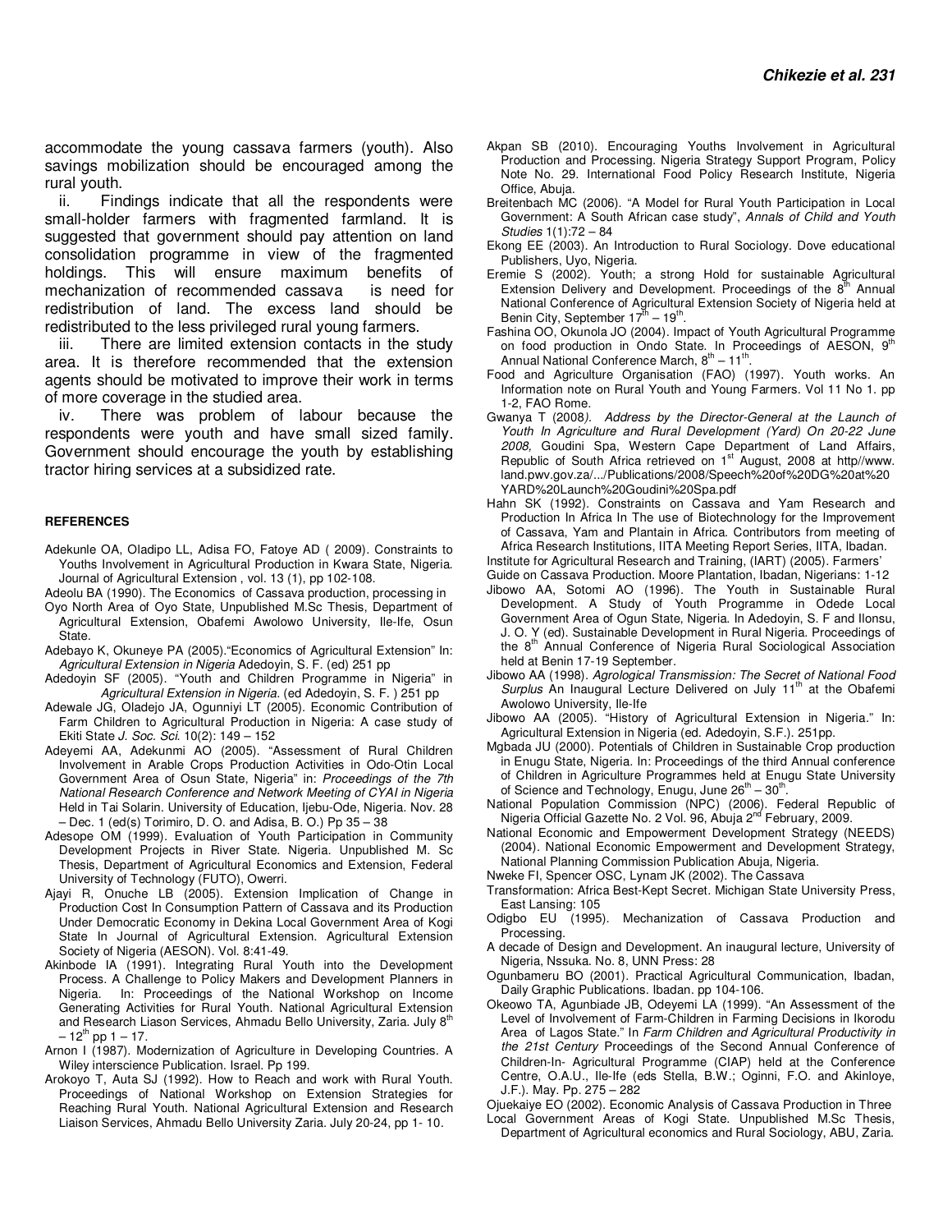accommodate the young cassava farmers (youth). Also savings mobilization should be encouraged among the rural youth.

ii. Findings indicate that all the respondents were small-holder farmers with fragmented farmland. It is suggested that government should pay attention on land consolidation programme in view of the fragmented holdings. This will ensure maximum benefits of mechanization of recommended cassava is need for redistribution of land. The excess land should be redistributed to the less privileged rural young farmers.

iii. There are limited extension contacts in the study area. It is therefore recommended that the extension agents should be motivated to improve their work in terms of more coverage in the studied area.

iv. There was problem of labour because the respondents were youth and have small sized family. Government should encourage the youth by establishing tractor hiring services at a subsidized rate.

## REFERENCES

Adekunle OA, Oladipo LL, Adisa FO, Fatoye AD ( 2009). Constraints to Youths Involvement in Agricultural Production in Kwara State, Nigeria. Journal of Agricultural Extension , vol. 13 (1), pp 102-108.

Adeolu BA (1990). The Economics of Cassava production, processing in Oyo North Area of Oyo State, Unpublished M.Sc Thesis, Department of Agricultural Extension, Obafemi Awolowo University, Ile-Ife, Osun State.

Adebayo K, Okuneye PA (2005)."Economics of Agricultural Extension" In: *Agricultural Extension in Nigeria* Adedoyin, S. F. (ed) 251 pp

Adedoyin SF (2005). "Youth and Children Programme in Nigeria" in *Agricultural Extension in Nigeria*. (ed Adedoyin, S. F. ) 251 pp

Adewale JG, Oladejo JA, Ogunniyi LT (2005). Economic Contribution of Farm Children to Agricultural Production in Nigeria: A case study of Ekiti State *J. Soc. Sci.* 10(2): 149 – 152

Adeyemi AA, Adekunmi AO (2005). "Assessment of Rural Children Involvement in Arable Crops Production Activities in Odo-Otin Local Government Area of Osun State, Nigeria" in: *Proceedings of the 7th National Research Conference and Network Meeting of CYAI in Nigeria* Held in Tai Solarin. University of Education, Ijebu-Ode, Nigeria. Nov. 28 – Dec. 1 (ed(s) Torimiro, D. O. and Adisa, B. O.) Pp 35 – 38

Adesope OM (1999). Evaluation of Youth Participation in Community Development Projects in River State. Nigeria. Unpublished M. Sc Thesis, Department of Agricultural Economics and Extension, Federal University of Technology (FUTO), Owerri.

Ajayi R, Onuche LB (2005). Extension Implication of Change in Production Cost In Consumption Pattern of Cassava and its Production Under Democratic Economy in Dekina Local Government Area of Kogi State In Journal of Agricultural Extension. Agricultural Extension Society of Nigeria (AESON). Vol. 8:41-49.

Akinbode IA (1991). Integrating Rural Youth into the Development Process. A Challenge to Policy Makers and Development Planners in Nigeria. In: Proceedings of the National Workshop on Income Generating Activities for Rural Youth. National Agricultural Extension and Research Liason Services, Ahmadu Bello University, Zaria. July 8th – 12th pp 1 – 17.

Arnon I (1987). Modernization of Agriculture in Developing Countries. A Wiley interscience Publication. Israel. Pp 199.

Arokoyo T, Auta SJ (1992). How to Reach and work with Rural Youth. Proceedings of National Workshop on Extension Strategies for Reaching Rural Youth. National Agricultural Extension and Research Liaison Services, Ahmadu Bello University Zaria. July 20-24, pp 1- 10.

Akpan SB (2010). Encouraging Youths Involvement in Agricultural Production and Processing. Nigeria Strategy Support Program, Policy Note No. 29. International Food Policy Research Institute, Nigeria Office, Abuja.

Breitenbach MC (2006). "A Model for Rural Youth Participation in Local Government: A South African case study", *Annals of Child and Youth Studies* 1(1):72 – 84

Ekong EE (2003). An Introduction to Rural Sociology. Dove educational Publishers, Uyo, Nigeria.

Eremie S (2002). Youth; a strong Hold for sustainable Agricultural Extension Delivery and Development. Proceedings of the 8th Annual National Conference of Agricultural Extension Society of Nigeria held at Benin City, September 17th – 19th.

Fashina OO, Okunola JO (2004). Impact of Youth Agricultural Programme on food production in Ondo State. In Proceedings of AESON, 9th Annual National Conference March, 8th – 11th.

Food and Agriculture Organisation (FAO) (1997). Youth works. An Information note on Rural Youth and Young Farmers. Vol 11 No 1. pp 1-2, FAO Rome.

Gwanya T (2008*). Address by the Director-General at the Launch of Youth In Agriculture and Rural Development (Yard) On 20-22 June 2008,* Goudini Spa, Western Cape Department of Land Affairs, Republic of South Africa retrieved on 1st August, 2008 at http//www. land.pwv.gov.za/.../Publications/2008/Speech%20of%20DG%20at%20 YARD%20Launch%20Goudini%20Spa.pdf

Hahn SK (1992). Constraints on Cassava and Yam Research and Production In Africa In The use of Biotechnology for the Improvement of Cassava, Yam and Plantain in Africa. Contributors from meeting of Africa Research Institutions, IITA Meeting Report Series, IITA, Ibadan.

Institute for Agricultural Research and Training, (IART) (2005). Farmers' Guide on Cassava Production. Moore Plantation, Ibadan, Nigerians: 1-12

Jibowo AA, Sotomi AO (1996). The Youth in Sustainable Rural Development. A Study of Youth Programme in Odede Local Government Area of Ogun State, Nigeria. In Adedoyin, S. F and Ilonsu, J. O. Y (ed). Sustainable Development in Rural Nigeria. Proceedings of the 8th Annual Conference of Nigeria Rural Sociological Association held at Benin 17-19 September.

Jibowo AA (1998). *Agrological Transmission: The Secret of National Food Surplus* An Inaugural Lecture Delivered on July 11th at the Obafemi Awolowo University, Ile-Ife

Jibowo AA (2005). "History of Agricultural Extension in Nigeria." In: Agricultural Extension in Nigeria (ed. Adedoyin, S.F.). 251pp.

Mgbada JU (2000). Potentials of Children in Sustainable Crop production in Enugu State, Nigeria. In: Proceedings of the third Annual conference of Children in Agriculture Programmes held at Enugu State University of Science and Technology, Enugu, June 26th – 30th.

National Population Commission (NPC) (2006). Federal Republic of Nigeria Official Gazette No. 2 Vol. 96, Abuja 2nd February, 2009.

National Economic and Empowerment Development Strategy (NEEDS) (2004). National Economic Empowerment and Development Strategy, National Planning Commission Publication Abuja, Nigeria.

Nweke FI, Spencer OSC, Lynam JK (2002). The Cassava Transformation: Africa Best-Kept Secret. Michigan State University Press, East Lansing: 105

Odigbo EU (1995). Mechanization of Cassava Production and Processing. A decade of Design and Development. An inaugural lecture, University of Nigeria, Nssuka. No. 8, UNN Press: 28

Ogunbameru BO (2001). Practical Agricultural Communication, Ibadan, Daily Graphic Publications. Ibadan. pp 104-106.

Okeowo TA, Agunbiade JB, Odeyemi LA (1999). "An Assessment of the Level of Involvement of Farm-Children in Farming Decisions in Ikorodu Area of Lagos State." In *Farm Children and Agricultural Productivity in the 21st Century* Proceedings of the Second Annual Conference of Children-In- Agricultural Programme (CIAP) held at the Conference Centre, O.A.U., Ile-Ife (eds Stella, B.W.; Oginni, F.O. and Akinloye, J.F.). May. Pp. 275 – 282

Ojuekaiye EO (2002). Economic Analysis of Cassava Production in Three Local Government Areas of Kogi State. Unpublished M.Sc Thesis, Department of Agricultural economics and Rural Sociology, ABU, Zaria.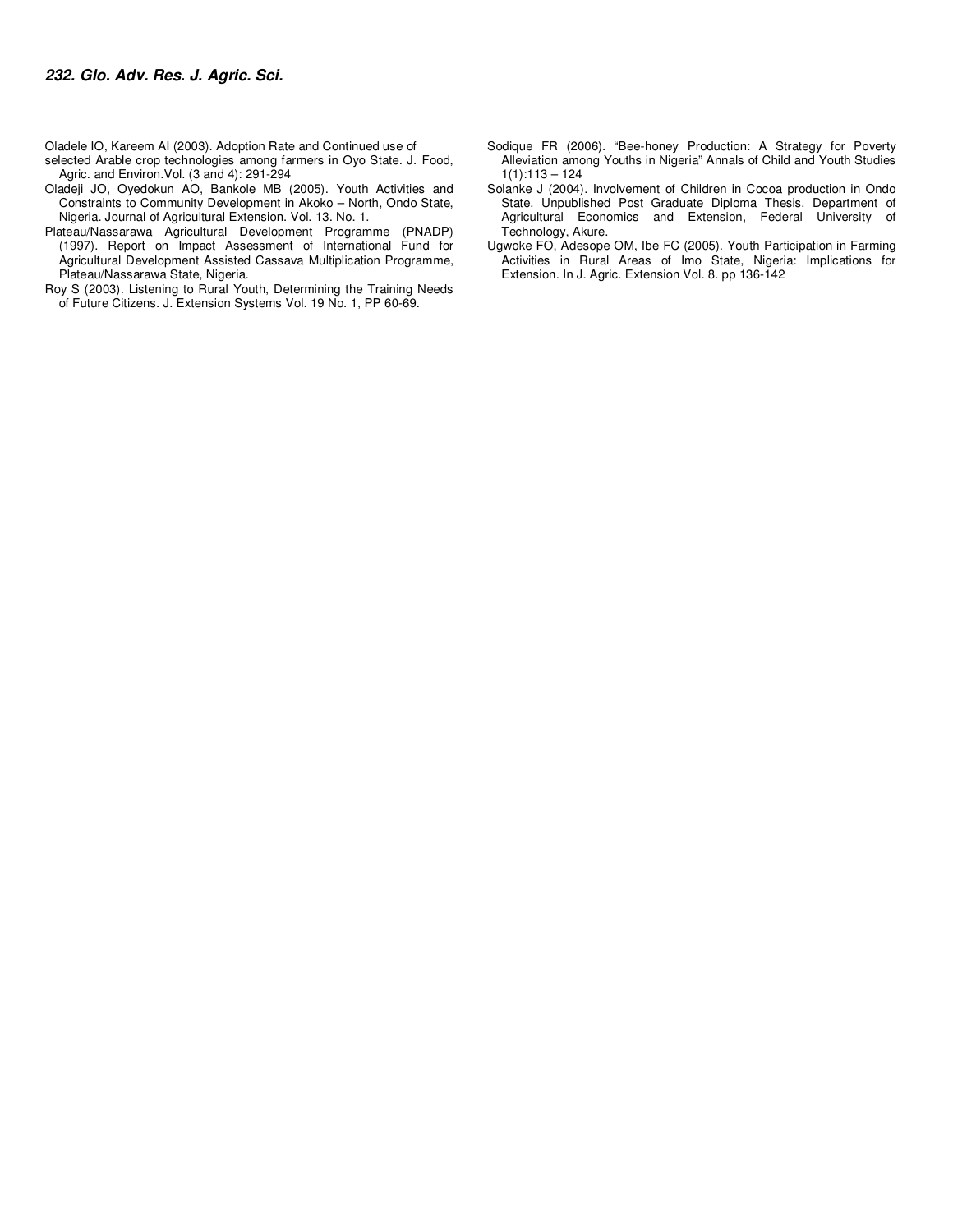Oladele IO, Kareem AI (2003). Adoption Rate and Continued use of selected Arable crop technologies among farmers in Oyo State. J. Food, Agric. and Environ.Vol. (3 and 4): 291-294

Oladeji JO, Oyedokun AO, Bankole MB (2005). Youth Activities and Constraints to Community Development in Akoko – North, Ondo State, Nigeria. Journal of Agricultural Extension. Vol. 13. No. 1.

Plateau/Nassarawa Agricultural Development Programme (PNADP) (1997). Report on Impact Assessment of International Fund for Agricultural Development Assisted Cassava Multiplication Programme, Plateau/Nassarawa State, Nigeria.

Roy S (2003). Listening to Rural Youth, Determining the Training Needs of Future Citizens. J. Extension Systems Vol. 19 No. 1, PP 60-69.

Sodique FR (2006). "Bee-honey Production: A Strategy for Poverty Alleviation among Youths in Nigeria" Annals of Child and Youth Studies 1(1):113 – 124

Solanke J (2004). Involvement of Children in Cocoa production in Ondo State. Unpublished Post Graduate Diploma Thesis. Department of Agricultural Economics and Extension, Federal University of Technology, Akure.

Ugwoke FO, Adesope OM, Ibe FC (2005). Youth Participation in Farming Activities in Rural Areas of Imo State, Nigeria: Implications for Extension. In J. Agric. Extension Vol. 8. pp 136-142